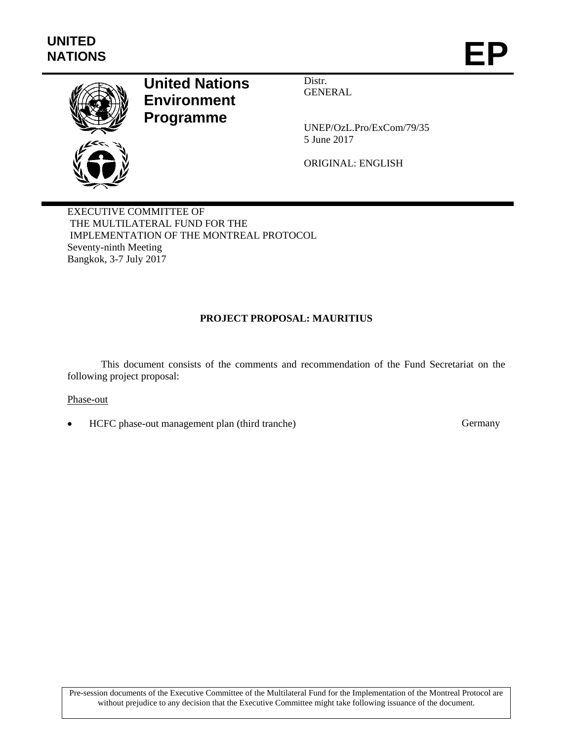UNITED NATIONS

# EP

**United Nations Environment Programme**

Distr.
GENERAL

UNEP/OzL.Pro/ExCom/79/35
5 June 2017

ORIGINAL: ENGLISH

EXECUTIVE COMMITTEE OF
THE MULTILATERAL FUND FOR THE
IMPLEMENTATION OF THE MONTREAL PROTOCOL
Seventy-ninth Meeting
Bangkok, 3-7 July 2017

## PROJECT PROPOSAL: MAURITIUS

This document consists of the comments and recommendation of the Fund Secretariat on the following project proposal:

Phase-out

- HCFC phase-out management plan (third tranche) — Germany

Pre-session documents of the Executive Committee of the Multilateral Fund for the Implementation of the Montreal Protocol are without prejudice to any decision that the Executive Committee might take following issuance of the document.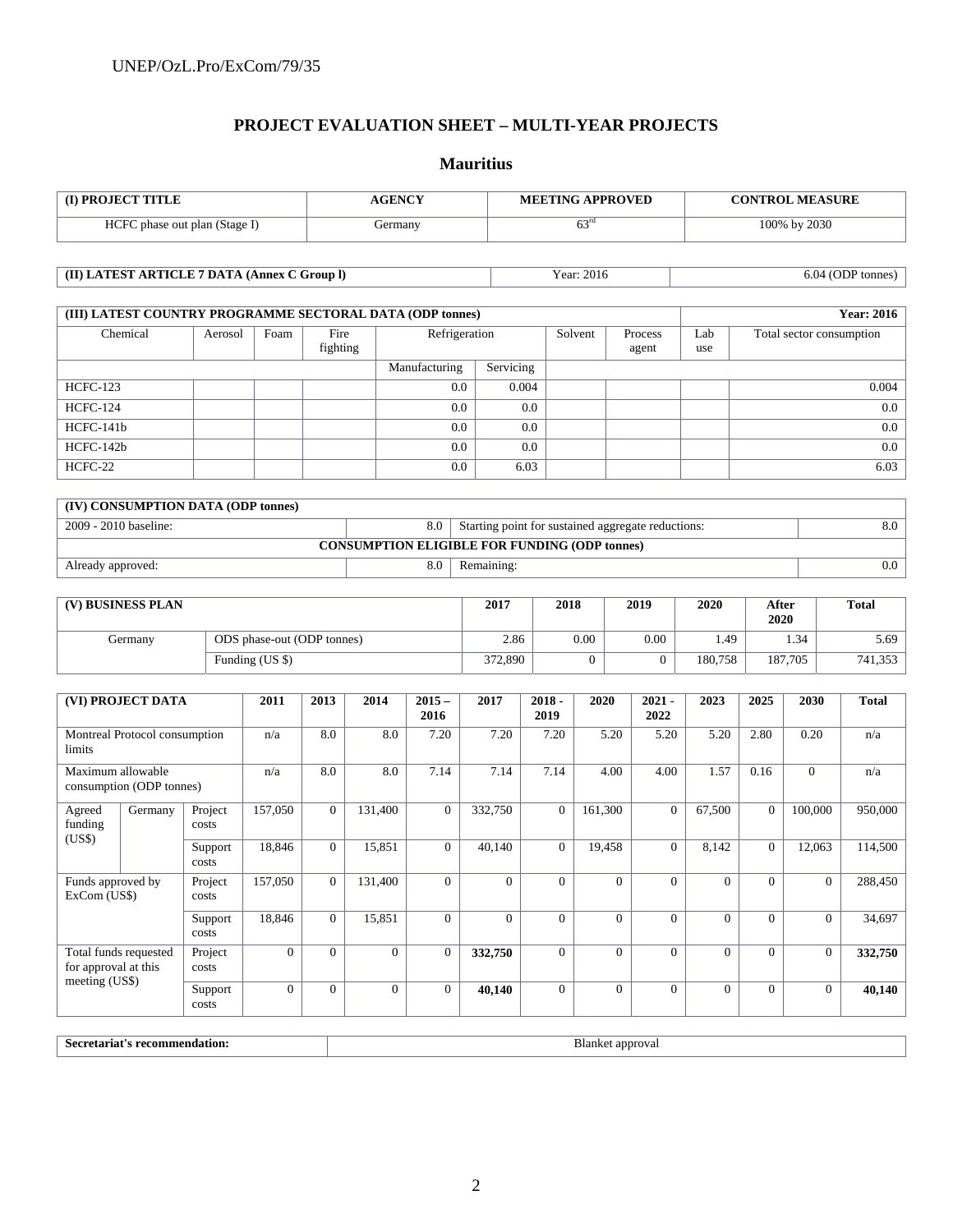## PROJECT EVALUATION SHEET – MULTI-YEAR PROJECTS

## Mauritius

| (I) PROJECT TITLE | AGENCY | MEETING APPROVED | CONTROL MEASURE |
|---|---|---|---|
| HCFC phase out plan (Stage I) | Germany | 63rd | 100% by 2030 |

| (II) LATEST ARTICLE 7 DATA (Annex C Group l) | Year: 2016 | 6.04 (ODP tonnes) |
|---|---|---|

| (III) LATEST COUNTRY PROGRAMME SECTORAL DATA (ODP tonnes) | | | | | | | | | | Year: 2016 |
|---|---|---|---|---|---|---|---|---|---|---|
| Chemical | Aerosol | Foam | Fire fighting | Refrigeration | | Solvent | Process agent | Lab use | Total sector consumption |
| | | | | Manufacturing | Servicing | | | | |
| HCFC-123 | | | | 0.0 | 0.004 | | | | 0.004 |
| HCFC-124 | | | | 0.0 | 0.0 | | | | 0.0 |
| HCFC-141b | | | | 0.0 | 0.0 | | | | 0.0 |
| HCFC-142b | | | | 0.0 | 0.0 | | | | 0.0 |
| HCFC-22 | | | | 0.0 | 6.03 | | | | 6.03 |

| (IV) CONSUMPTION DATA (ODP tonnes) | | | |
|---|---|---|---|
| 2009 - 2010 baseline: | 8.0 | Starting point for sustained aggregate reductions: | 8.0 |
| CONSUMPTION ELIGIBLE FOR FUNDING (ODP tonnes) | | | |
| Already approved: | 8.0 | Remaining: | 0.0 |

| (V) BUSINESS PLAN | | 2017 | 2018 | 2019 | 2020 | After 2020 | Total |
|---|---|---|---|---|---|---|---|
| Germany | ODS phase-out (ODP tonnes) | 2.86 | 0.00 | 0.00 | 1.49 | 1.34 | 5.69 |
| | Funding (US $) | 372,890 | 0 | 0 | 180,758 | 187,705 | 741,353 |

| (VI) PROJECT DATA | | | 2011 | 2013 | 2014 | 2015 – 2016 | 2017 | 2018 - 2019 | 2020 | 2021 - 2022 | 2023 | 2025 | 2030 | Total |
|---|---|---|---|---|---|---|---|---|---|---|---|---|---|---|
| Montreal Protocol consumption limits | | | n/a | 8.0 | 8.0 | 7.20 | 7.20 | 7.20 | 5.20 | 5.20 | 5.20 | 2.80 | 0.20 | n/a |
| Maximum allowable consumption (ODP tonnes) | | | n/a | 8.0 | 8.0 | 7.14 | 7.14 | 7.14 | 4.00 | 4.00 | 1.57 | 0.16 | 0 | n/a |
| Agreed funding (US$) | Germany | Project costs | 157,050 | 0 | 131,400 | 0 | 332,750 | 0 | 161,300 | 0 | 67,500 | 0 | 100,000 | 950,000 |
| | | Support costs | 18,846 | 0 | 15,851 | 0 | 40,140 | 0 | 19,458 | 0 | 8,142 | 0 | 12,063 | 114,500 |
| Funds approved by ExCom (US$) | | Project costs | 157,050 | 0 | 131,400 | 0 | 0 | 0 | 0 | 0 | 0 | 0 | 0 | 288,450 |
| | | Support costs | 18,846 | 0 | 15,851 | 0 | 0 | 0 | 0 | 0 | 0 | 0 | 0 | 34,697 |
| Total funds requested for approval at this meeting (US$) | | Project costs | 0 | 0 | 0 | 0 | **332,750** | 0 | 0 | 0 | 0 | 0 | 0 | **332,750** |
| | | Support costs | 0 | 0 | 0 | 0 | **40,140** | 0 | 0 | 0 | 0 | 0 | 0 | **40,140** |

| Secretariat's recommendation: | Blanket approval |
|---|---|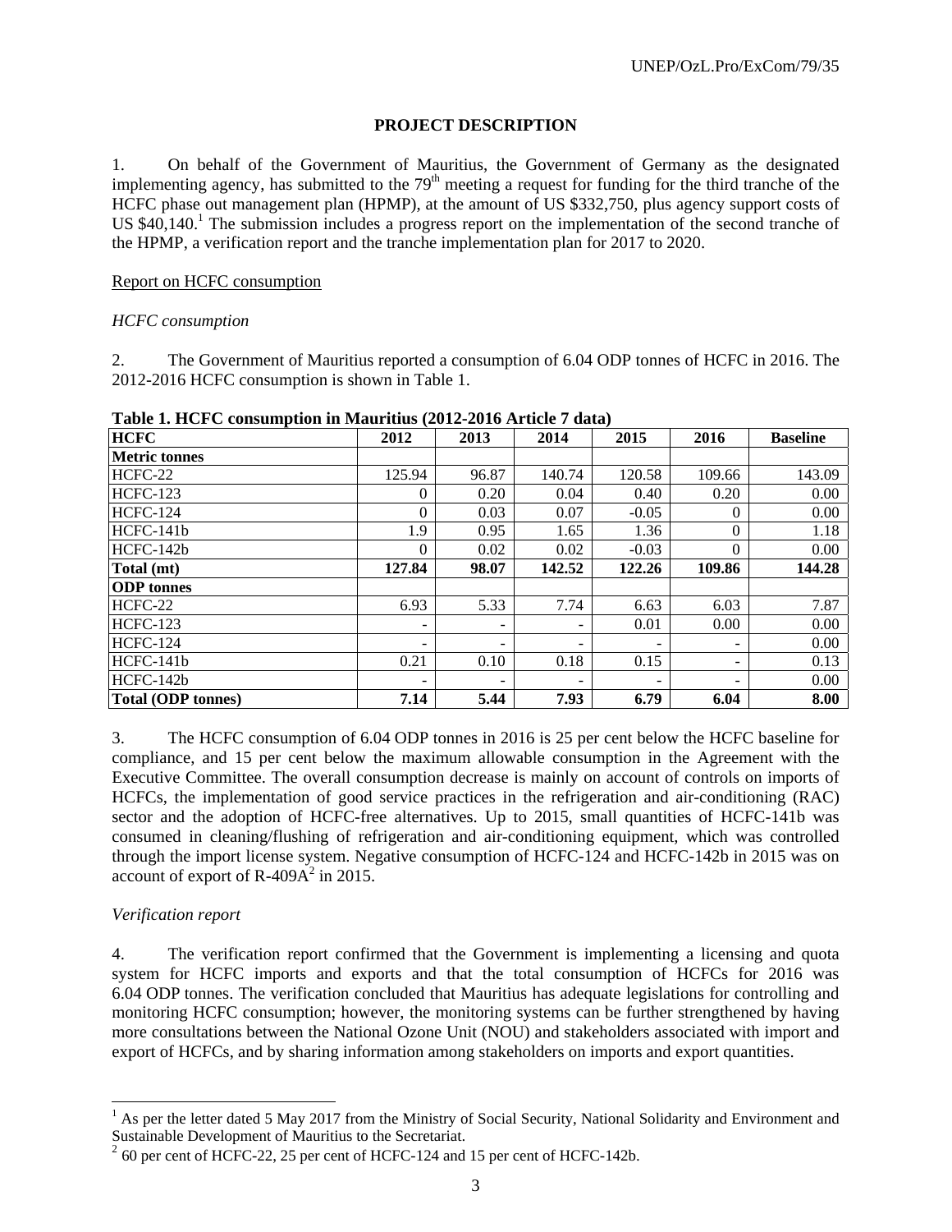## PROJECT DESCRIPTION

1. On behalf of the Government of Mauritius, the Government of Germany as the designated implementing agency, has submitted to the 79th meeting a request for funding for the third tranche of the HCFC phase out management plan (HPMP), at the amount of US $332,750, plus agency support costs of US $40,140.[1] The submission includes a progress report on the implementation of the second tranche of the HPMP, a verification report and the tranche implementation plan for 2017 to 2020.

Report on HCFC consumption

*HCFC consumption*

2. The Government of Mauritius reported a consumption of 6.04 ODP tonnes of HCFC in 2016. The 2012-2016 HCFC consumption is shown in Table 1.

**Table 1. HCFC consumption in Mauritius (2012-2016 Article 7 data)**

| HCFC | 2012 | 2013 | 2014 | 2015 | 2016 | Baseline |
|---|---|---|---|---|---|---|
| **Metric tonnes** | | | | | | |
| HCFC-22 | 125.94 | 96.87 | 140.74 | 120.58 | 109.66 | 143.09 |
| HCFC-123 | 0 | 0.20 | 0.04 | 0.40 | 0.20 | 0.00 |
| HCFC-124 | 0 | 0.03 | 0.07 | -0.05 | 0 | 0.00 |
| HCFC-141b | 1.9 | 0.95 | 1.65 | 1.36 | 0 | 1.18 |
| HCFC-142b | 0 | 0.02 | 0.02 | -0.03 | 0 | 0.00 |
| **Total (mt)** | **127.84** | **98.07** | **142.52** | **122.26** | **109.86** | **144.28** |
| **ODP tonnes** | | | | | | |
| HCFC-22 | 6.93 | 5.33 | 7.74 | 6.63 | 6.03 | 7.87 |
| HCFC-123 | - | - | - | 0.01 | 0.00 | 0.00 |
| HCFC-124 | - | - | - | - | - | 0.00 |
| HCFC-141b | 0.21 | 0.10 | 0.18 | 0.15 | - | 0.13 |
| HCFC-142b | - | - | - | - | - | 0.00 |
| **Total (ODP tonnes)** | **7.14** | **5.44** | **7.93** | **6.79** | **6.04** | **8.00** |

3. The HCFC consumption of 6.04 ODP tonnes in 2016 is 25 per cent below the HCFC baseline for compliance, and 15 per cent below the maximum allowable consumption in the Agreement with the Executive Committee. The overall consumption decrease is mainly on account of controls on imports of HCFCs, the implementation of good service practices in the refrigeration and air-conditioning (RAC) sector and the adoption of HCFC-free alternatives. Up to 2015, small quantities of HCFC-141b was consumed in cleaning/flushing of refrigeration and air-conditioning equipment, which was controlled through the import license system. Negative consumption of HCFC-124 and HCFC-142b in 2015 was on account of export of R-409A[2] in 2015.

*Verification report*

4. The verification report confirmed that the Government is implementing a licensing and quota system for HCFC imports and exports and that the total consumption of HCFCs for 2016 was 6.04 ODP tonnes. The verification concluded that Mauritius has adequate legislations for controlling and monitoring HCFC consumption; however, the monitoring systems can be further strengthened by having more consultations between the National Ozone Unit (NOU) and stakeholders associated with import and export of HCFCs, and by sharing information among stakeholders on imports and export quantities.

---

[1] As per the letter dated 5 May 2017 from the Ministry of Social Security, National Solidarity and Environment and Sustainable Development of Mauritius to the Secretariat.

[2] 60 per cent of HCFC-22, 25 per cent of HCFC-124 and 15 per cent of HCFC-142b.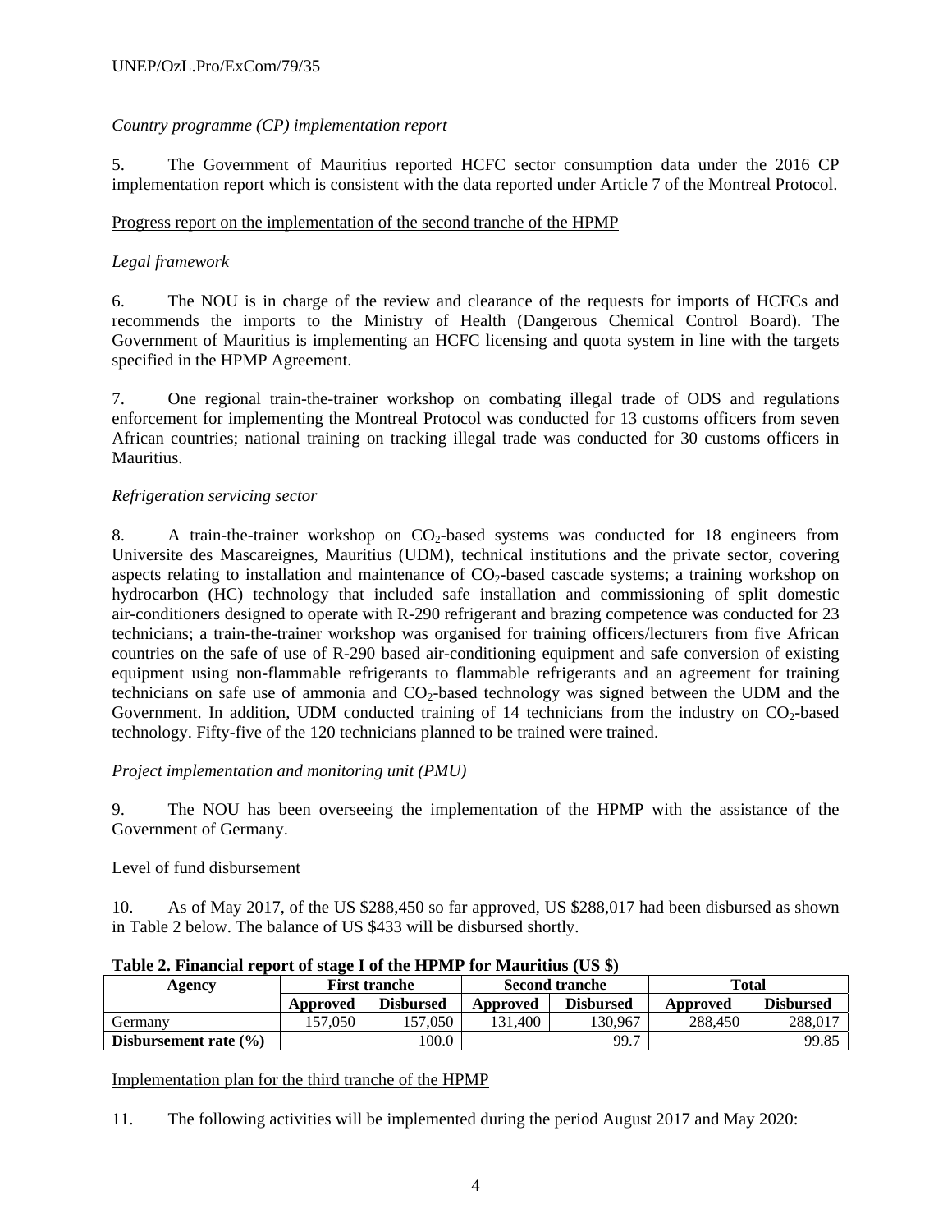*Country programme (CP) implementation report*

5. The Government of Mauritius reported HCFC sector consumption data under the 2016 CP implementation report which is consistent with the data reported under Article 7 of the Montreal Protocol.

<u>Progress report on the implementation of the second tranche of the HPMP</u>

*Legal framework*

6. The NOU is in charge of the review and clearance of the requests for imports of HCFCs and recommends the imports to the Ministry of Health (Dangerous Chemical Control Board). The Government of Mauritius is implementing an HCFC licensing and quota system in line with the targets specified in the HPMP Agreement.

7. One regional train-the-trainer workshop on combating illegal trade of ODS and regulations enforcement for implementing the Montreal Protocol was conducted for 13 customs officers from seven African countries; national training on tracking illegal trade was conducted for 30 customs officers in Mauritius.

*Refrigeration servicing sector*

8. A train-the-trainer workshop on $CO_2$-based systems was conducted for 18 engineers from Universite des Mascareignes, Mauritius (UDM), technical institutions and the private sector, covering aspects relating to installation and maintenance of $CO_2$-based cascade systems; a training workshop on hydrocarbon (HC) technology that included safe installation and commissioning of split domestic air-conditioners designed to operate with R-290 refrigerant and brazing competence was conducted for 23 technicians; a train-the-trainer workshop was organised for training officers/lecturers from five African countries on the safe of use of R-290 based air-conditioning equipment and safe conversion of existing equipment using non-flammable refrigerants to flammable refrigerants and an agreement for training technicians on safe use of ammonia and $CO_2$-based technology was signed between the UDM and the Government. In addition, UDM conducted training of 14 technicians from the industry on $CO_2$-based technology. Fifty-five of the 120 technicians planned to be trained were trained.

*Project implementation and monitoring unit (PMU)*

9. The NOU has been overseeing the implementation of the HPMP with the assistance of the Government of Germany.

<u>Level of fund disbursement</u>

10. As of May 2017, of the US $288,450 so far approved, US $288,017 had been disbursed as shown in Table 2 below. The balance of US $433 will be disbursed shortly.

**Table 2. Financial report of stage I of the HPMP for Mauritius (US $)**

| Agency | First tranche | | Second tranche | | Total | |
|---|---|---|---|---|---|---|
| | **Approved** | **Disbursed** | **Approved** | **Disbursed** | **Approved** | **Disbursed** |
| Germany | 157,050 | 157,050 | 131,400 | 130,967 | 288,450 | 288,017 |
| **Disbursement rate (%)** | 100.0 | | 99.7 | | 99.85 | |

<u>Implementation plan for the third tranche of the HPMP</u>

11. The following activities will be implemented during the period August 2017 and May 2020: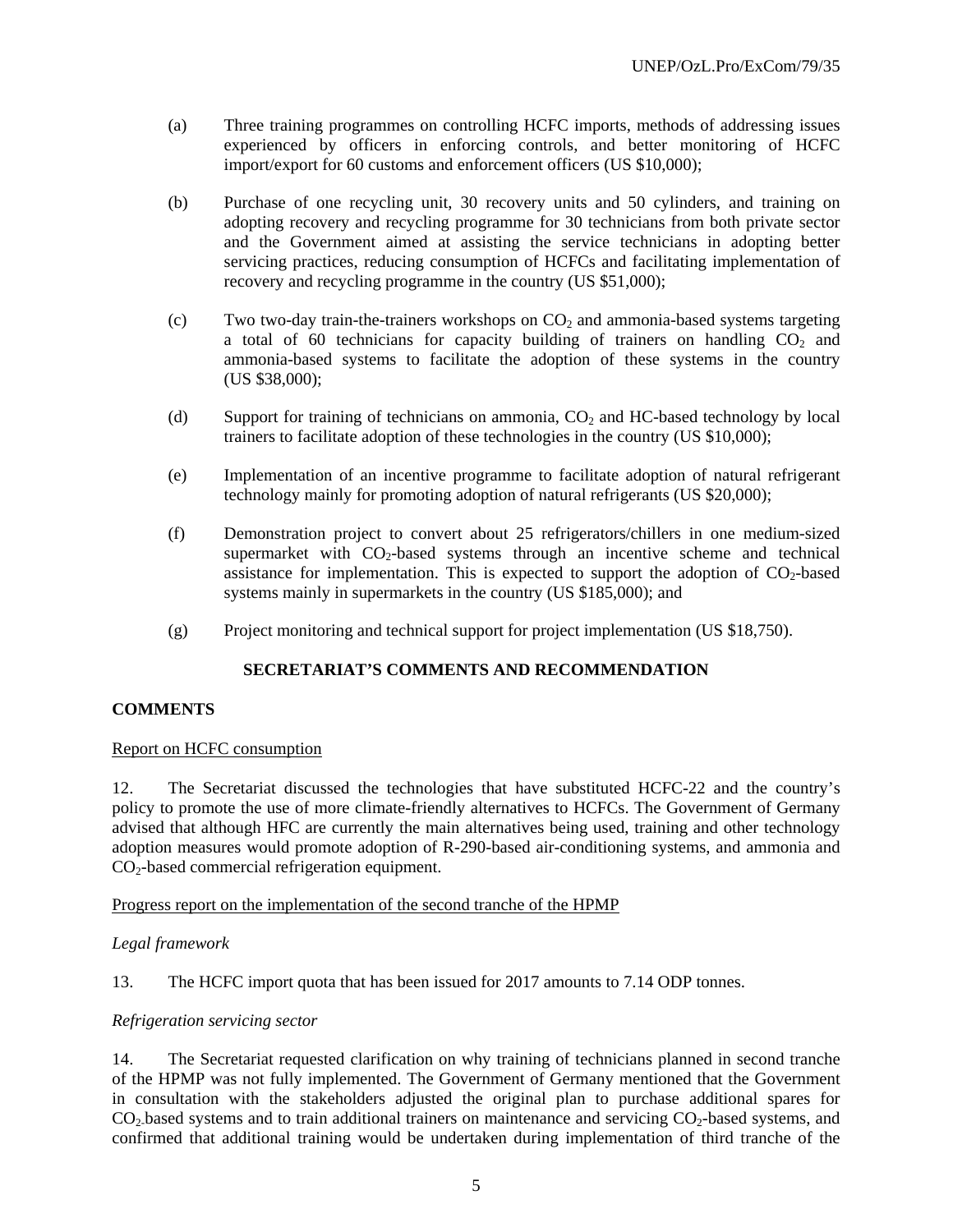(a) Three training programmes on controlling HCFC imports, methods of addressing issues experienced by officers in enforcing controls, and better monitoring of HCFC import/export for 60 customs and enforcement officers (US $10,000);

(b) Purchase of one recycling unit, 30 recovery units and 50 cylinders, and training on adopting recovery and recycling programme for 30 technicians from both private sector and the Government aimed at assisting the service technicians in adopting better servicing practices, reducing consumption of HCFCs and facilitating implementation of recovery and recycling programme in the country (US $51,000);

(c) Two two-day train-the-trainers workshops on $CO_2$ and ammonia-based systems targeting a total of 60 technicians for capacity building of trainers on handling $CO_2$ and ammonia-based systems to facilitate the adoption of these systems in the country (US $38,000);

(d) Support for training of technicians on ammonia, $CO_2$ and HC-based technology by local trainers to facilitate adoption of these technologies in the country (US $10,000);

(e) Implementation of an incentive programme to facilitate adoption of natural refrigerant technology mainly for promoting adoption of natural refrigerants (US $20,000);

(f) Demonstration project to convert about 25 refrigerators/chillers in one medium-sized supermarket with $CO_2$-based systems through an incentive scheme and technical assistance for implementation. This is expected to support the adoption of $CO_2$-based systems mainly in supermarkets in the country (US $185,000); and

(g) Project monitoring and technical support for project implementation (US $18,750).

## SECRETARIAT'S COMMENTS AND RECOMMENDATION

### COMMENTS

Report on HCFC consumption

12. The Secretariat discussed the technologies that have substituted HCFC-22 and the country's policy to promote the use of more climate-friendly alternatives to HCFCs. The Government of Germany advised that although HFC are currently the main alternatives being used, training and other technology adoption measures would promote adoption of R-290-based air-conditioning systems, and ammonia and $CO_2$-based commercial refrigeration equipment.

Progress report on the implementation of the second tranche of the HPMP

*Legal framework*

13. The HCFC import quota that has been issued for 2017 amounts to 7.14 ODP tonnes.

*Refrigeration servicing sector*

14. The Secretariat requested clarification on why training of technicians planned in second tranche of the HPMP was not fully implemented. The Government of Germany mentioned that the Government in consultation with the stakeholders adjusted the original plan to purchase additional spares for $CO_2$-based systems and to train additional trainers on maintenance and servicing $CO_2$-based systems, and confirmed that additional training would be undertaken during implementation of third tranche of the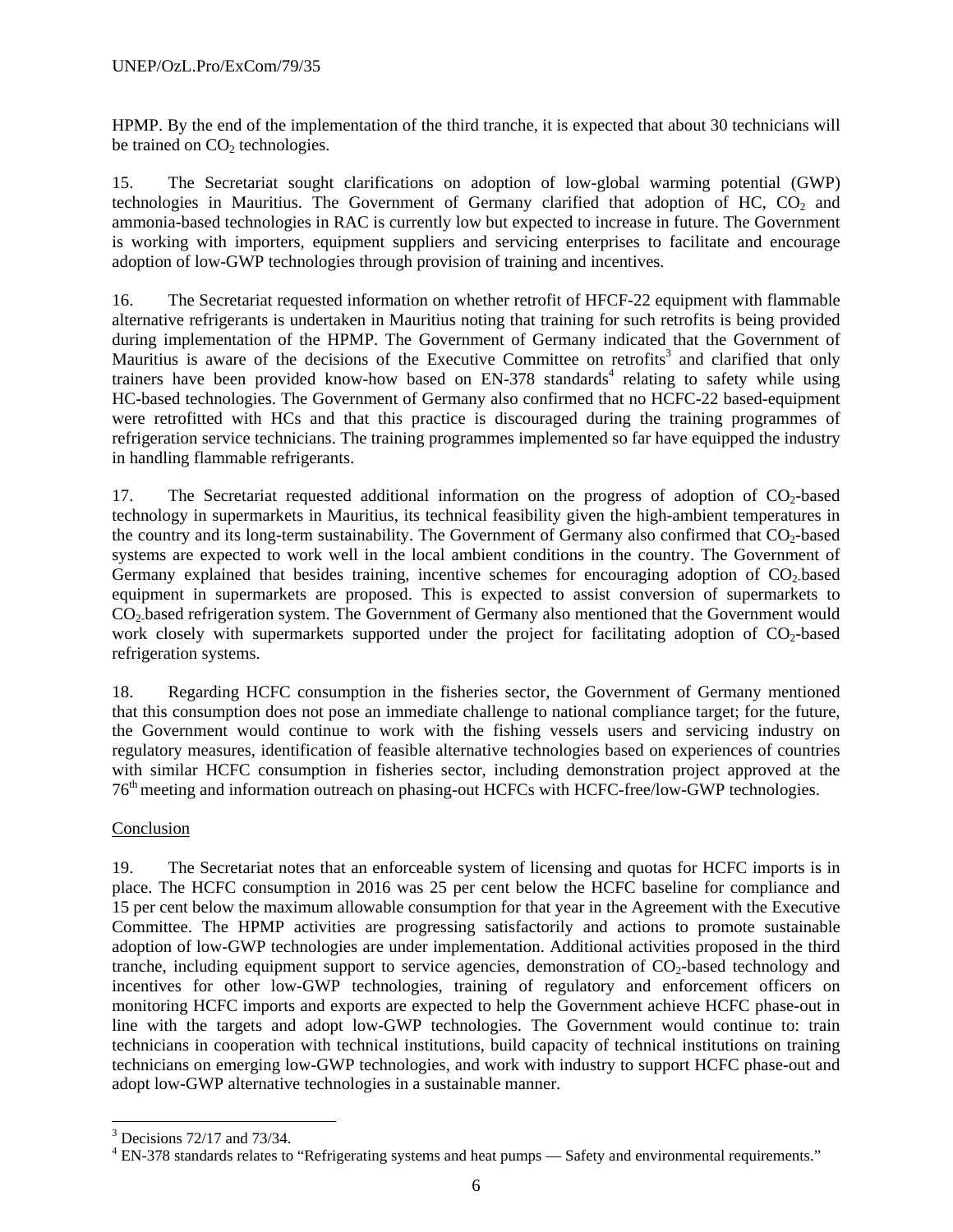HPMP. By the end of the implementation of the third tranche, it is expected that about 30 technicians will be trained on $CO_2$ technologies.

15. The Secretariat sought clarifications on adoption of low-global warming potential (GWP) technologies in Mauritius. The Government of Germany clarified that adoption of HC, $CO_2$ and ammonia-based technologies in RAC is currently low but expected to increase in future. The Government is working with importers, equipment suppliers and servicing enterprises to facilitate and encourage adoption of low-GWP technologies through provision of training and incentives.

16. The Secretariat requested information on whether retrofit of HFCF-22 equipment with flammable alternative refrigerants is undertaken in Mauritius noting that training for such retrofits is being provided during implementation of the HPMP. The Government of Germany indicated that the Government of Mauritius is aware of the decisions of the Executive Committee on retrofits[3] and clarified that only trainers have been provided know-how based on EN-378 standards[4] relating to safety while using HC-based technologies. The Government of Germany also confirmed that no HCFC-22 based-equipment were retrofitted with HCs and that this practice is discouraged during the training programmes of refrigeration service technicians. The training programmes implemented so far have equipped the industry in handling flammable refrigerants.

17. The Secretariat requested additional information on the progress of adoption of $CO_2$-based technology in supermarkets in Mauritius, its technical feasibility given the high-ambient temperatures in the country and its long-term sustainability. The Government of Germany also confirmed that $CO_2$-based systems are expected to work well in the local ambient conditions in the country. The Government of Germany explained that besides training, incentive schemes for encouraging adoption of $CO_2$-based equipment in supermarkets are proposed. This is expected to assist conversion of supermarkets to $CO_2$-based refrigeration system. The Government of Germany also mentioned that the Government would work closely with supermarkets supported under the project for facilitating adoption of $CO_2$-based refrigeration systems.

18. Regarding HCFC consumption in the fisheries sector, the Government of Germany mentioned that this consumption does not pose an immediate challenge to national compliance target; for the future, the Government would continue to work with the fishing vessels users and servicing industry on regulatory measures, identification of feasible alternative technologies based on experiences of countries with similar HCFC consumption in fisheries sector, including demonstration project approved at the 76th meeting and information outreach on phasing-out HCFCs with HCFC-free/low-GWP technologies.

Conclusion

19. The Secretariat notes that an enforceable system of licensing and quotas for HCFC imports is in place. The HCFC consumption in 2016 was 25 per cent below the HCFC baseline for compliance and 15 per cent below the maximum allowable consumption for that year in the Agreement with the Executive Committee. The HPMP activities are progressing satisfactorily and actions to promote sustainable adoption of low-GWP technologies are under implementation. Additional activities proposed in the third tranche, including equipment support to service agencies, demonstration of $CO_2$-based technology and incentives for other low-GWP technologies, training of regulatory and enforcement officers on monitoring HCFC imports and exports are expected to help the Government achieve HCFC phase-out in line with the targets and adopt low-GWP technologies. The Government would continue to: train technicians in cooperation with technical institutions, build capacity of technical institutions on training technicians on emerging low-GWP technologies, and work with industry to support HCFC phase-out and adopt low-GWP alternative technologies in a sustainable manner.

[3] Decisions 72/17 and 73/34.

[4] EN-378 standards relates to "Refrigerating systems and heat pumps — Safety and environmental requirements."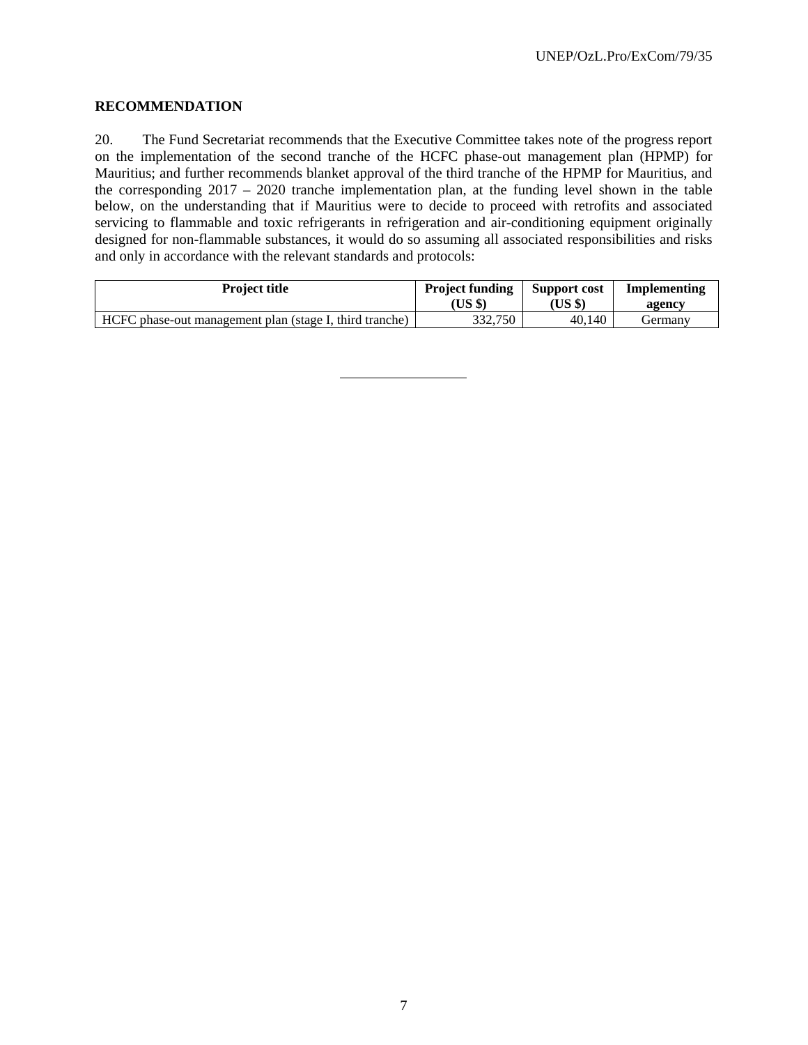## RECOMMENDATION

20. The Fund Secretariat recommends that the Executive Committee takes note of the progress report on the implementation of the second tranche of the HCFC phase-out management plan (HPMP) for Mauritius; and further recommends blanket approval of the third tranche of the HPMP for Mauritius, and the corresponding 2017 – 2020 tranche implementation plan, at the funding level shown in the table below, on the understanding that if Mauritius were to decide to proceed with retrofits and associated servicing to flammable and toxic refrigerants in refrigeration and air-conditioning equipment originally designed for non-flammable substances, it would do so assuming all associated responsibilities and risks and only in accordance with the relevant standards and protocols:

| Project title | Project funding (US $) | Support cost (US $) | Implementing agency |
|---|---|---|---|
| HCFC phase-out management plan (stage I, third tranche) | 332,750 | 40,140 | Germany |